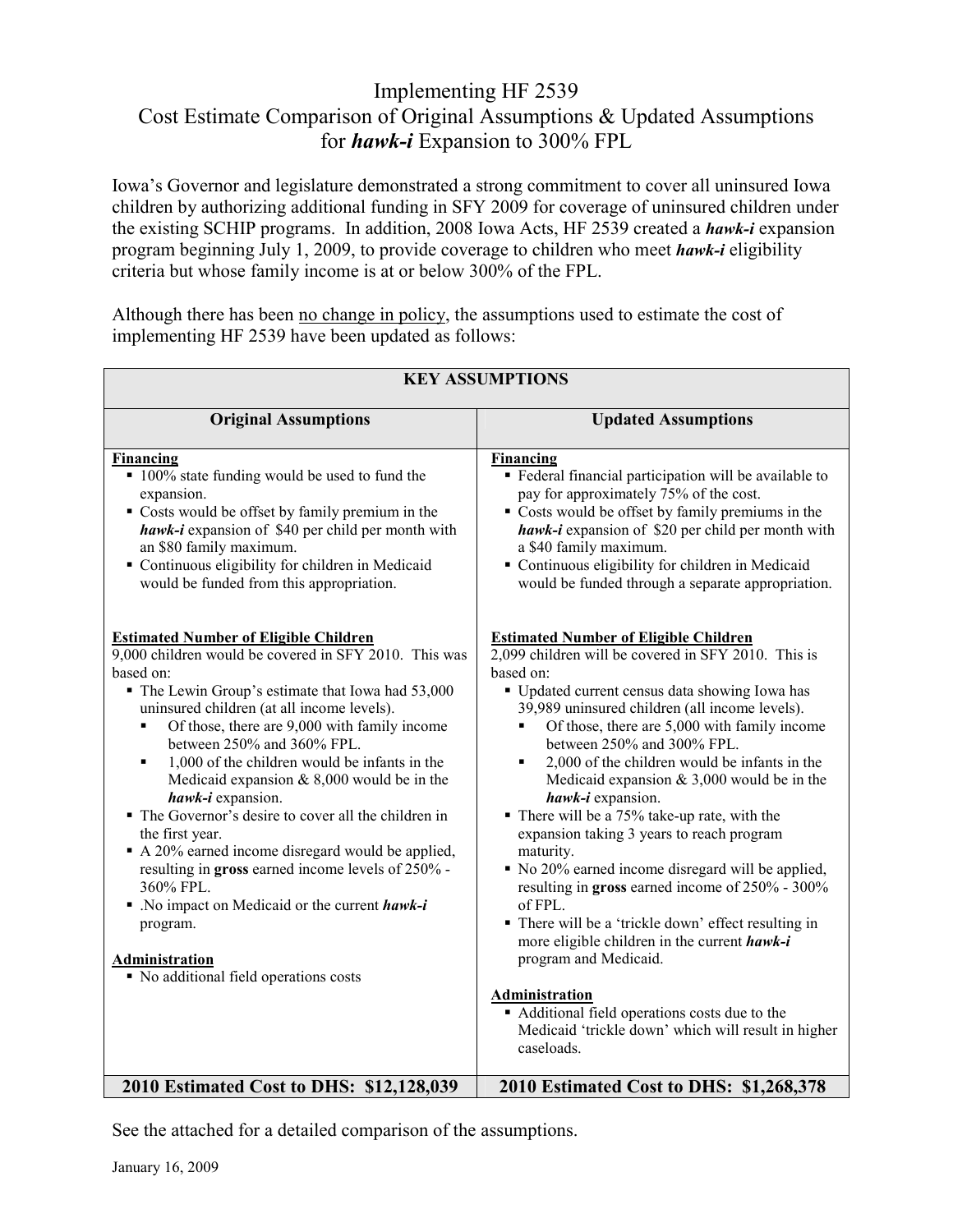# Implementing HF 2539
## Cost Estimate Comparison of Original Assumptions & Updated Assumptions for ***hawk-i*** Expansion to 300% FPL

Iowa's Governor and legislature demonstrated a strong commitment to cover all uninsured Iowa children by authorizing additional funding in SFY 2009 for coverage of uninsured children under the existing SCHIP programs. In addition, 2008 Iowa Acts, HF 2539 created a ***hawk-i*** expansion program beginning July 1, 2009, to provide coverage to children who meet ***hawk-i*** eligibility criteria but whose family income is at or below 300% of the FPL.

Although there has been no change in policy, the assumptions used to estimate the cost of implementing HF 2539 have been updated as follows:

| **KEY ASSUMPTIONS** | |
|---|---|
| **Original Assumptions** | **Updated Assumptions** |
| **Financing**<br>▪ 100% state funding would be used to fund the expansion.<br>▪ Costs would be offset by family premium in the ***hawk-i*** expansion of $40 per child per month with an $80 family maximum.<br>▪ Continuous eligibility for children in Medicaid would be funded from this appropriation. | **Financing**<br>▪ Federal financial participation will be available to pay for approximately 75% of the cost.<br>▪ Costs would be offset by family premiums in the ***hawk-i*** expansion of $20 per child per month with a $40 family maximum.<br>▪ Continuous eligibility for children in Medicaid would be funded through a separate appropriation. |
| **Estimated Number of Eligible Children**<br>9,000 children would be covered in SFY 2010. This was based on:<br>▪ The Lewin Group's estimate that Iowa had 53,000 uninsured children (at all income levels).<br>&nbsp;&nbsp;▪ Of those, there are 9,000 with family income between 250% and 360% FPL.<br>&nbsp;&nbsp;▪ 1,000 of the children would be infants in the Medicaid expansion & 8,000 would be in the ***hawk-i*** expansion.<br>▪ The Governor's desire to cover all the children in the first year.<br>▪ A 20% earned income disregard would be applied, resulting in **gross** earned income levels of 250% - 360% FPL.<br>▪ .No impact on Medicaid or the current ***hawk-i*** program.<br><br>**Administration**<br>▪ No additional field operations costs | **Estimated Number of Eligible Children**<br>2,099 children will be covered in SFY 2010. This is based on:<br>▪ Updated current census data showing Iowa has 39,989 uninsured children (all income levels).<br>&nbsp;&nbsp;▪ Of those, there are 5,000 with family income between 250% and 300% FPL.<br>&nbsp;&nbsp;▪ 2,000 of the children would be infants in the Medicaid expansion & 3,000 would be in the ***hawk-i*** expansion.<br>▪ There will be a 75% take-up rate, with the expansion taking 3 years to reach program maturity.<br>▪ No 20% earned income disregard will be applied, resulting in **gross** earned income of 250% - 300% of FPL.<br>▪ There will be a 'trickle down' effect resulting in more eligible children in the current ***hawk-i*** program and Medicaid.<br><br>**Administration**<br>▪ Additional field operations costs due to the Medicaid 'trickle down' which will result in higher caseloads. |
| **2010 Estimated Cost to DHS: $12,128,039** | **2010 Estimated Cost to DHS: $1,268,378** |

See the attached for a detailed comparison of the assumptions.

January 16, 2009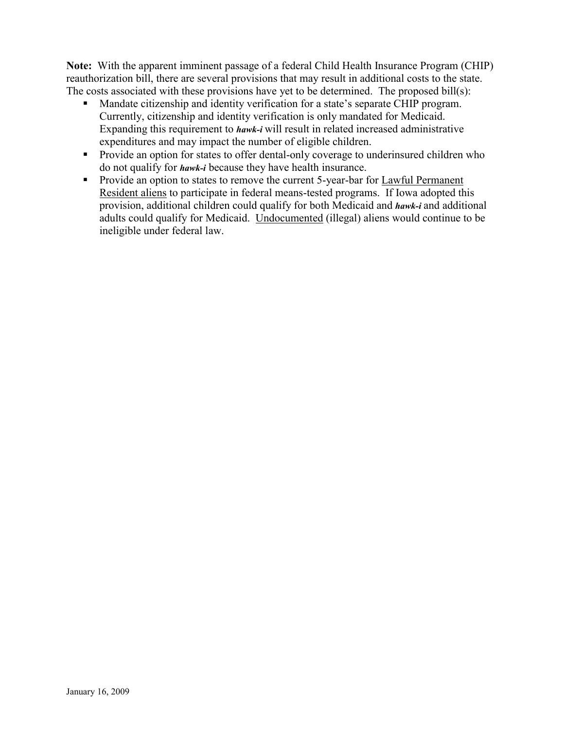**Note:** With the apparent imminent passage of a federal Child Health Insurance Program (CHIP) reauthorization bill, there are several provisions that may result in additional costs to the state. The costs associated with these provisions have yet to be determined. The proposed bill(s):

- Mandate citizenship and identity verification for a state's separate CHIP program. Currently, citizenship and identity verification is only mandated for Medicaid. Expanding this requirement to ***hawk-i*** will result in related increased administrative expenditures and may impact the number of eligible children.
- Provide an option for states to offer dental-only coverage to underinsured children who do not qualify for ***hawk-i*** because they have health insurance.
- Provide an option to states to remove the current 5-year-bar for <u>Lawful Permanent Resident aliens</u> to participate in federal means-tested programs. If Iowa adopted this provision, additional children could qualify for both Medicaid and ***hawk-i*** and additional adults could qualify for Medicaid. <u>Undocumented</u> (illegal) aliens would continue to be ineligible under federal law.

January 16, 2009